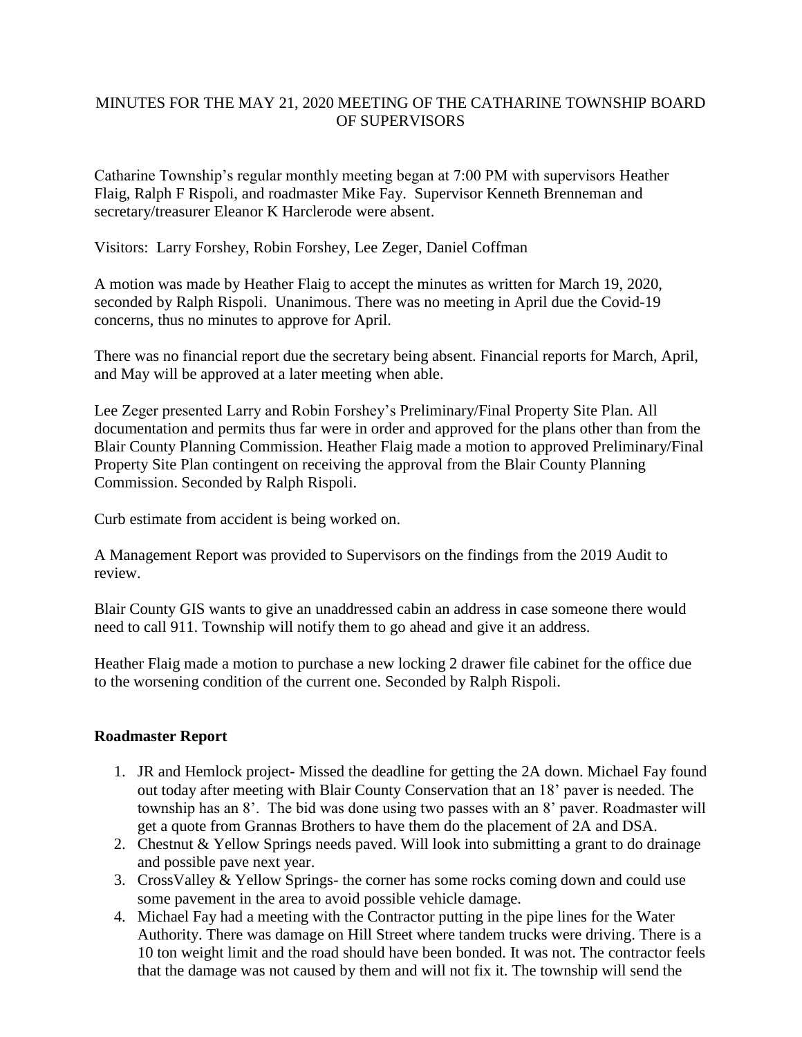# MINUTES FOR THE MAY 21, 2020 MEETING OF THE CATHARINE TOWNSHIP BOARD OF SUPERVISORS

Catharine Township's regular monthly meeting began at 7:00 PM with supervisors Heather Flaig, Ralph F Rispoli, and roadmaster Mike Fay. Supervisor Kenneth Brenneman and secretary/treasurer Eleanor K Harclerode were absent.

Visitors: Larry Forshey, Robin Forshey, Lee Zeger, Daniel Coffman

A motion was made by Heather Flaig to accept the minutes as written for March 19, 2020, seconded by Ralph Rispoli. Unanimous. There was no meeting in April due the Covid-19 concerns, thus no minutes to approve for April.

There was no financial report due the secretary being absent. Financial reports for March, April, and May will be approved at a later meeting when able.

Lee Zeger presented Larry and Robin Forshey's Preliminary/Final Property Site Plan. All documentation and permits thus far were in order and approved for the plans other than from the Blair County Planning Commission. Heather Flaig made a motion to approved Preliminary/Final Property Site Plan contingent on receiving the approval from the Blair County Planning Commission. Seconded by Ralph Rispoli.

Curb estimate from accident is being worked on.

A Management Report was provided to Supervisors on the findings from the 2019 Audit to review.

Blair County GIS wants to give an unaddressed cabin an address in case someone there would need to call 911. Township will notify them to go ahead and give it an address.

Heather Flaig made a motion to purchase a new locking 2 drawer file cabinet for the office due to the worsening condition of the current one. Seconded by Ralph Rispoli.

**Roadmaster Report**

1. JR and Hemlock project- Missed the deadline for getting the 2A down. Michael Fay found out today after meeting with Blair County Conservation that an 18' paver is needed. The township has an 8'. The bid was done using two passes with an 8' paver. Roadmaster will get a quote from Grannas Brothers to have them do the placement of 2A and DSA.
2. Chestnut & Yellow Springs needs paved. Will look into submitting a grant to do drainage and possible pave next year.
3. CrossValley & Yellow Springs- the corner has some rocks coming down and could use some pavement in the area to avoid possible vehicle damage.
4. Michael Fay had a meeting with the Contractor putting in the pipe lines for the Water Authority. There was damage on Hill Street where tandem trucks were driving. There is a 10 ton weight limit and the road should have been bonded. It was not. The contractor feels that the damage was not caused by them and will not fix it. The township will send the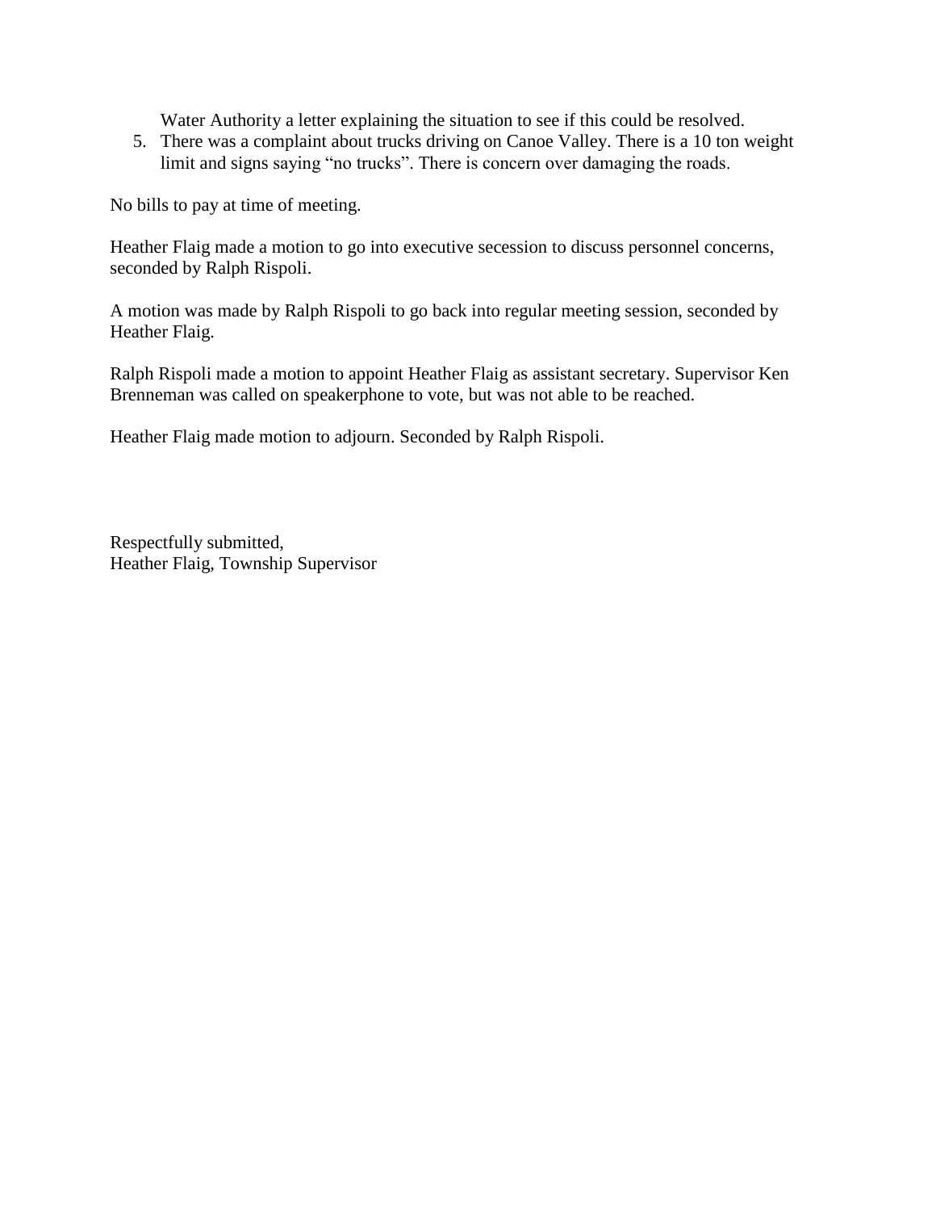Water Authority a letter explaining the situation to see if this could be resolved.

5. There was a complaint about trucks driving on Canoe Valley. There is a 10 ton weight limit and signs saying "no trucks". There is concern over damaging the roads.

No bills to pay at time of meeting.

Heather Flaig made a motion to go into executive secession to discuss personnel concerns, seconded by Ralph Rispoli.

A motion was made by Ralph Rispoli to go back into regular meeting session, seconded by Heather Flaig.

Ralph Rispoli made a motion to appoint Heather Flaig as assistant secretary. Supervisor Ken Brenneman was called on speakerphone to vote, but was not able to be reached.

Heather Flaig made motion to adjourn. Seconded by Ralph Rispoli.

Respectfully submitted,
Heather Flaig, Township Supervisor